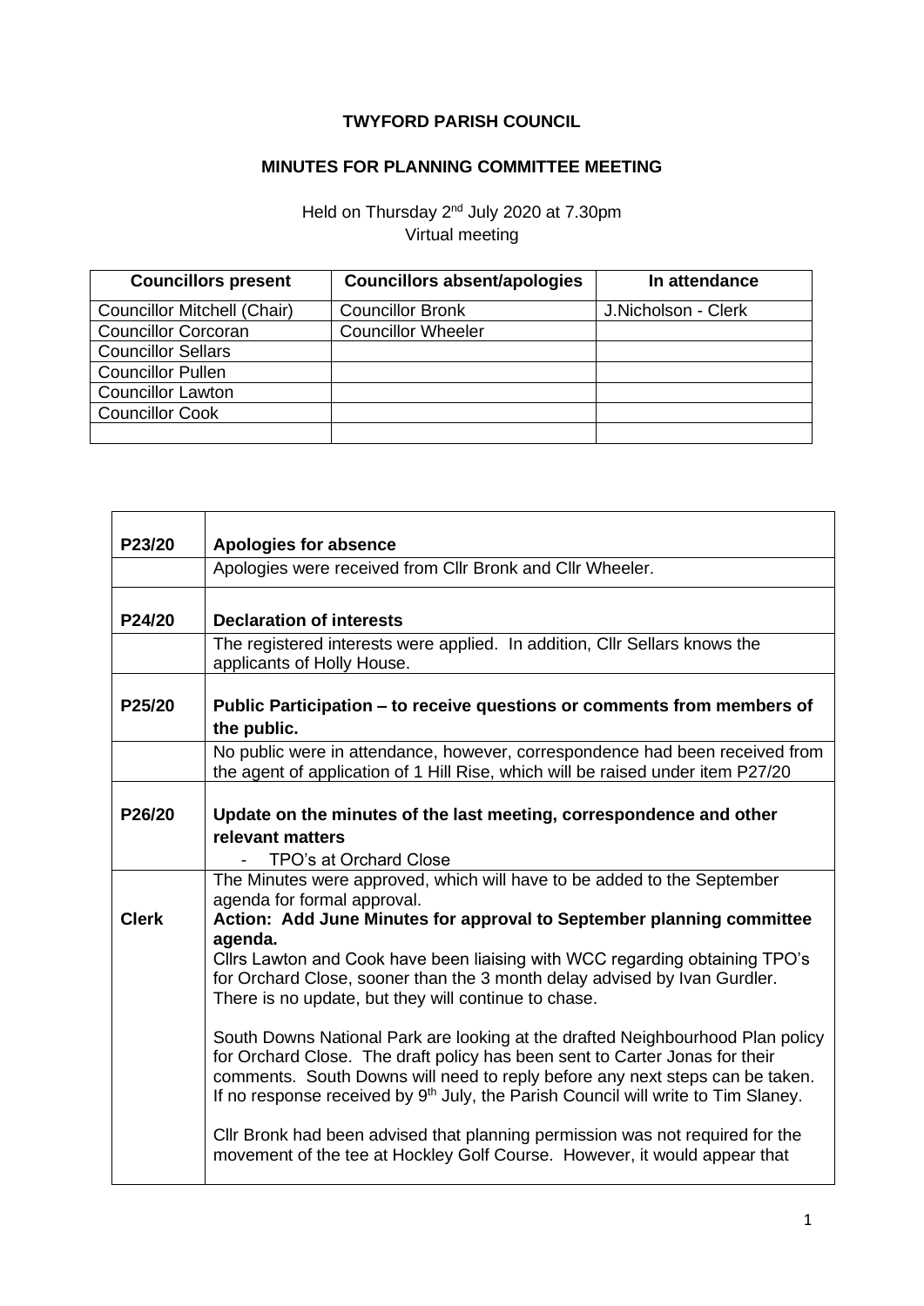**TWYFORD PARISH COUNCIL**

**MINUTES FOR PLANNING COMMITTEE MEETING**

Held on Thursday 2nd July 2020 at 7.30pm
Virtual meeting

| Councillors present | Councillors absent/apologies | In attendance |
|---|---|---|
| Councillor Mitchell (Chair) | Councillor Bronk | J.Nicholson - Clerk |
| Councillor Corcoran | Councillor Wheeler | |
| Councillor Sellars | | |
| Councillor Pullen | | |
| Councillor Lawton | | |
| Councillor Cook | | |
| | | |

| | |
|---|---|
| **P23/20** | **Apologies for absence** |
| | Apologies were received from Cllr Bronk and Cllr Wheeler. |
| **P24/20** | **Declaration of interests** |
| | The registered interests were applied. In addition, Cllr Sellars knows the applicants of Holly House. |
| **P25/20** | **Public Participation – to receive questions or comments from members of the public.** |
| | No public were in attendance, however, correspondence had been received from the agent of application of 1 Hill Rise, which will be raised under item P27/20 |
| **P26/20** | **Update on the minutes of the last meeting, correspondence and other relevant matters**<br>- TPO's at Orchard Close |
| **Clerk** | The Minutes were approved, which will have to be added to the September agenda for formal approval.<br>**Action: Add June Minutes for approval to September planning committee agenda.**<br>Cllrs Lawton and Cook have been liaising with WCC regarding obtaining TPO's for Orchard Close, sooner than the 3 month delay advised by Ivan Gurdler. There is no update, but they will continue to chase.<br><br>South Downs National Park are looking at the drafted Neighbourhood Plan policy for Orchard Close. The draft policy has been sent to Carter Jonas for their comments. South Downs will need to reply before any next steps can be taken. If no response received by 9th July, the Parish Council will write to Tim Slaney.<br><br>Cllr Bronk had been advised that planning permission was not required for the movement of the tee at Hockley Golf Course. However, it would appear that |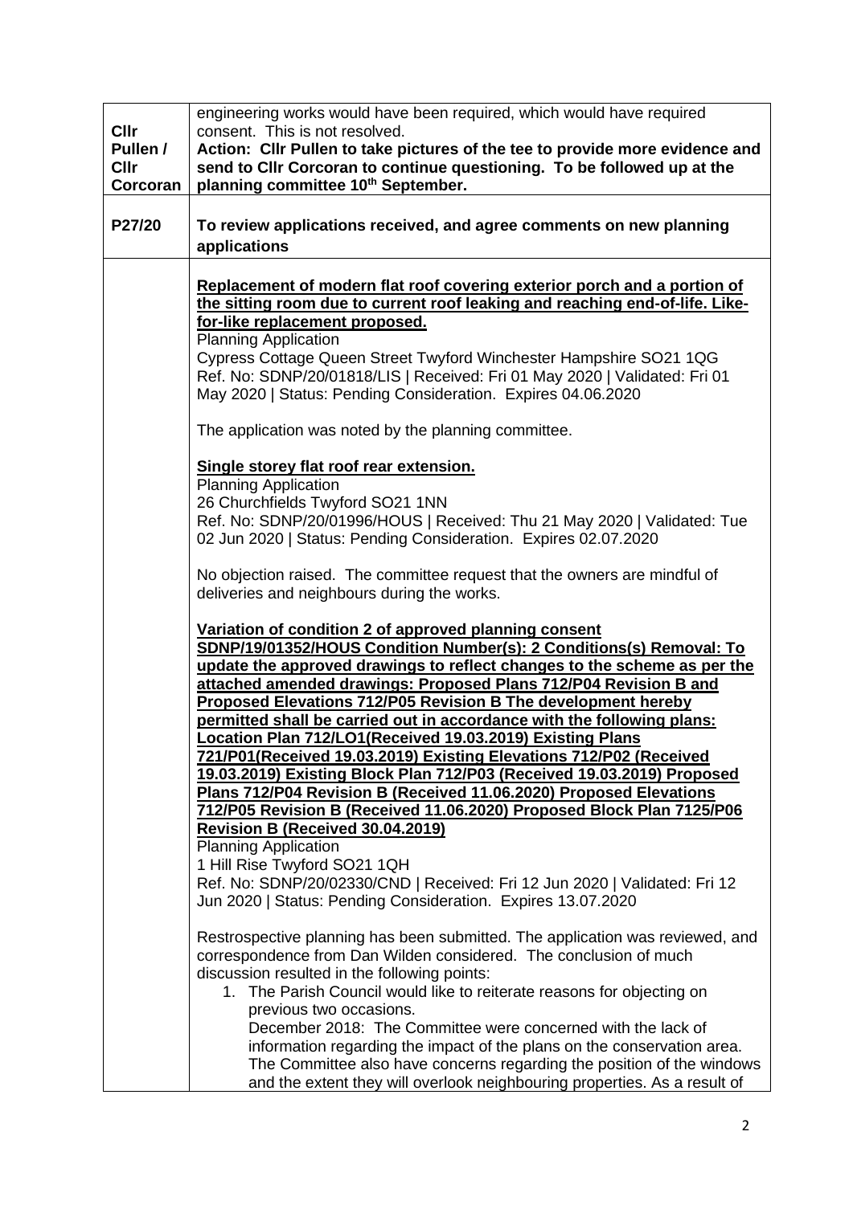| | |
|---|---|
| **Cllr Pullen / Cllr Corcoran** | engineering works would have been required, which would have required consent. This is not resolved.<br>**Action: Cllr Pullen to take pictures of the tee to provide more evidence and send to Cllr Corcoran to continue questioning. To be followed up at the planning committee 10th September.** |
| **P27/20** | **To review applications received, and agree comments on new planning applications** |
| | **Replacement of modern flat roof covering exterior porch and a portion of the sitting room due to current roof leaking and reaching end-of-life. Like-for-like replacement proposed.**<br>Planning Application<br>Cypress Cottage Queen Street Twyford Winchester Hampshire SO21 1QG<br>Ref. No: SDNP/20/01818/LIS \| Received: Fri 01 May 2020 \| Validated: Fri 01 May 2020 \| Status: Pending Consideration. Expires 04.06.2020<br><br>The application was noted by the planning committee.<br><br>**Single storey flat roof rear extension.**<br>Planning Application<br>26 Churchfields Twyford SO21 1NN<br>Ref. No: SDNP/20/01996/HOUS \| Received: Thu 21 May 2020 \| Validated: Tue 02 Jun 2020 \| Status: Pending Consideration. Expires 02.07.2020<br><br>No objection raised. The committee request that the owners are mindful of deliveries and neighbours during the works.<br><br>**Variation of condition 2 of approved planning consent SDNP/19/01352/HOUS Condition Number(s): 2 Conditions(s) Removal: To update the approved drawings to reflect changes to the scheme as per the attached amended drawings: Proposed Plans 712/P04 Revision B and Proposed Elevations 712/P05 Revision B The development hereby permitted shall be carried out in accordance with the following plans: Location Plan 712/LO1(Received 19.03.2019) Existing Plans 721/P01(Received 19.03.2019) Existing Elevations 712/P02 (Received 19.03.2019) Existing Block Plan 712/P03 (Received 19.03.2019) Proposed Plans 712/P04 Revision B (Received 11.06.2020) Proposed Elevations 712/P05 Revision B (Received 11.06.2020) Proposed Block Plan 7125/P06 Revision B (Received 30.04.2019)**<br>Planning Application<br>1 Hill Rise Twyford SO21 1QH<br>Ref. No: SDNP/20/02330/CND \| Received: Fri 12 Jun 2020 \| Validated: Fri 12 Jun 2020 \| Status: Pending Consideration. Expires 13.07.2020<br><br>Restrospective planning has been submitted. The application was reviewed, and correspondence from Dan Wilden considered. The conclusion of much discussion resulted in the following points:<br>1. The Parish Council would like to reiterate reasons for objecting on previous two occasions.<br>December 2018: The Committee were concerned with the lack of information regarding the impact of the plans on the conservation area. The Committee also have concerns regarding the position of the windows and the extent they will overlook neighbouring properties. As a result of |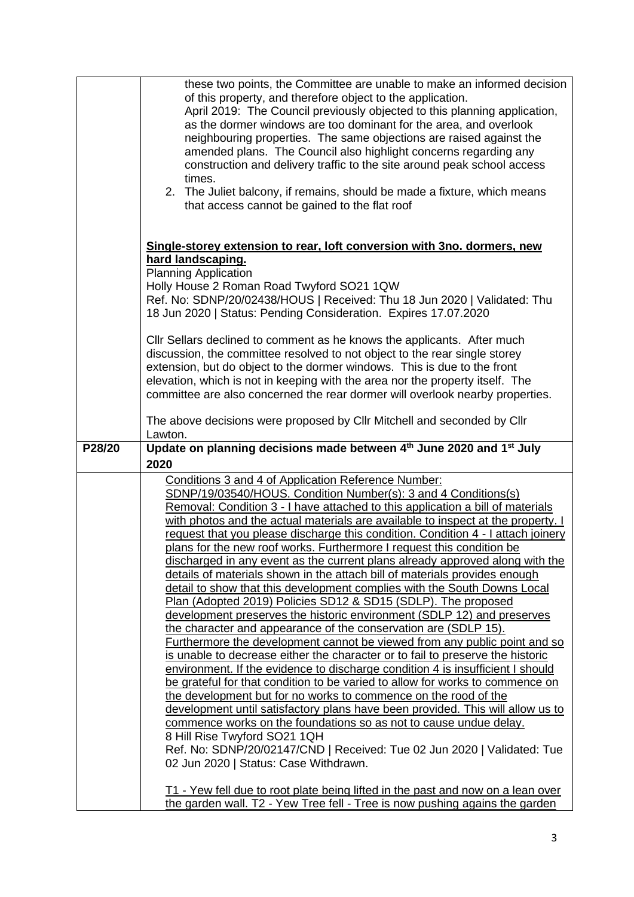| | |
|---|---|
| | these two points, the Committee are unable to make an informed decision of this property, and therefore object to the application.<br>April 2019: The Council previously objected to this planning application, as the dormer windows are too dominant for the area, and overlook neighbouring properties. The same objections are raised against the amended plans. The Council also highlight concerns regarding any construction and delivery traffic to the site around peak school access times.<br>2. The Juliet balcony, if remains, should be made a fixture, which means that access cannot be gained to the flat roof<br><br>**Single-storey extension to rear, loft conversion with 3no. dormers, new hard landscaping.**<br>Planning Application<br>Holly House 2 Roman Road Twyford SO21 1QW<br>Ref. No: SDNP/20/02438/HOUS \| Received: Thu 18 Jun 2020 \| Validated: Thu 18 Jun 2020 \| Status: Pending Consideration. Expires 17.07.2020<br><br>Cllr Sellars declined to comment as he knows the applicants. After much discussion, the committee resolved to not object to the rear single storey extension, but do object to the dormer windows. This is due to the front elevation, which is not in keeping with the area nor the property itself. The committee are also concerned the rear dormer will overlook nearby properties.<br><br>The above decisions were proposed by Cllr Mitchell and seconded by Cllr Lawton. |
| **P28/20** | **Update on planning decisions made between 4th June 2020 and 1st July 2020** |
| | Conditions 3 and 4 of Application Reference Number: SDNP/19/03540/HOUS. Condition Number(s): 3 and 4 Conditions(s) Removal: Condition 3 - I have attached to this application a bill of materials with photos and the actual materials are available to inspect at the property. I request that you please discharge this condition. Condition 4 - I attach joinery plans for the new roof works. Furthermore I request this condition be discharged in any event as the current plans already approved along with the details of materials shown in the attach bill of materials provides enough detail to show that this development complies with the South Downs Local Plan (Adopted 2019) Policies SD12 & SD15 (SDLP). The proposed development preserves the historic environment (SDLP 12) and preserves the character and appearance of the conservation are (SDLP 15). Furthermore the development cannot be viewed from any public point and so is unable to decrease either the character or to fail to preserve the historic environment. If the evidence to discharge condition 4 is insufficient I should be grateful for that condition to be varied to allow for works to commence on the development but for no works to commence on the rood of the development until satisfactory plans have been provided. This will allow us to commence works on the foundations so as not to cause undue delay.<br>8 Hill Rise Twyford SO21 1QH<br>Ref. No: SDNP/20/02147/CND \| Received: Tue 02 Jun 2020 \| Validated: Tue 02 Jun 2020 \| Status: Case Withdrawn.<br><br>T1 - Yew fell due to root plate being lifted in the past and now on a lean over the garden wall. T2 - Yew Tree fell - Tree is now pushing agains the garden |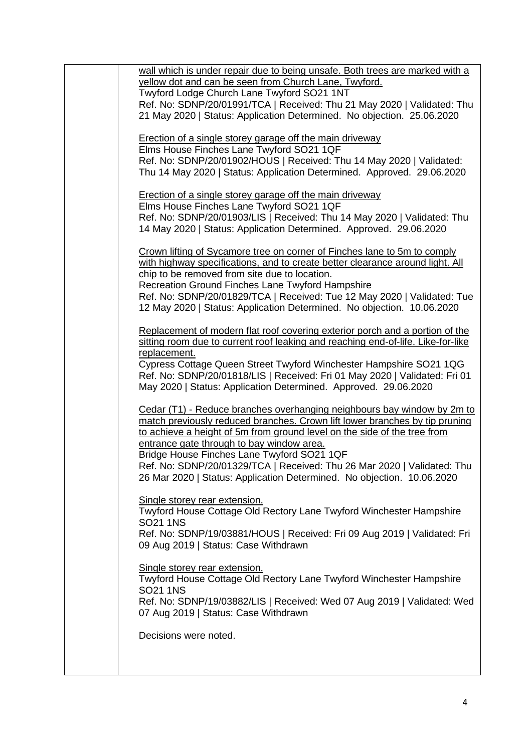| | |
|---|---|
| | wall which is under repair due to being unsafe. Both trees are marked with a yellow dot and can be seen from Church Lane, Twyford.<br>Twyford Lodge Church Lane Twyford SO21 1NT<br>Ref. No: SDNP/20/01991/TCA \| Received: Thu 21 May 2020 \| Validated: Thu 21 May 2020 \| Status: Application Determined. No objection. 25.06.2020<br><br>Erection of a single storey garage off the main driveway<br>Elms House Finches Lane Twyford SO21 1QF<br>Ref. No: SDNP/20/01902/HOUS \| Received: Thu 14 May 2020 \| Validated: Thu 14 May 2020 \| Status: Application Determined. Approved. 29.06.2020<br><br>Erection of a single storey garage off the main driveway<br>Elms House Finches Lane Twyford SO21 1QF<br>Ref. No: SDNP/20/01903/LIS \| Received: Thu 14 May 2020 \| Validated: Thu 14 May 2020 \| Status: Application Determined. Approved. 29.06.2020<br><br>Crown lifting of Sycamore tree on corner of Finches lane to 5m to comply with highway specifications, and to create better clearance around light. All chip to be removed from site due to location.<br>Recreation Ground Finches Lane Twyford Hampshire<br>Ref. No: SDNP/20/01829/TCA \| Received: Tue 12 May 2020 \| Validated: Tue 12 May 2020 \| Status: Application Determined. No objection. 10.06.2020<br><br>Replacement of modern flat roof covering exterior porch and a portion of the sitting room due to current roof leaking and reaching end-of-life. Like-for-like replacement.<br>Cypress Cottage Queen Street Twyford Winchester Hampshire SO21 1QG<br>Ref. No: SDNP/20/01818/LIS \| Received: Fri 01 May 2020 \| Validated: Fri 01 May 2020 \| Status: Application Determined. Approved. 29.06.2020<br><br>Cedar (T1) - Reduce branches overhanging neighbours bay window by 2m to match previously reduced branches. Crown lift lower branches by tip pruning to achieve a height of 5m from ground level on the side of the tree from entrance gate through to bay window area.<br>Bridge House Finches Lane Twyford SO21 1QF<br>Ref. No: SDNP/20/01329/TCA \| Received: Thu 26 Mar 2020 \| Validated: Thu 26 Mar 2020 \| Status: Application Determined. No objection. 10.06.2020<br><br>Single storey rear extension.<br>Twyford House Cottage Old Rectory Lane Twyford Winchester Hampshire SO21 1NS<br>Ref. No: SDNP/19/03881/HOUS \| Received: Fri 09 Aug 2019 \| Validated: Fri 09 Aug 2019 \| Status: Case Withdrawn<br><br>Single storey rear extension.<br>Twyford House Cottage Old Rectory Lane Twyford Winchester Hampshire SO21 1NS<br>Ref. No: SDNP/19/03882/LIS \| Received: Wed 07 Aug 2019 \| Validated: Wed 07 Aug 2019 \| Status: Case Withdrawn<br><br>Decisions were noted. |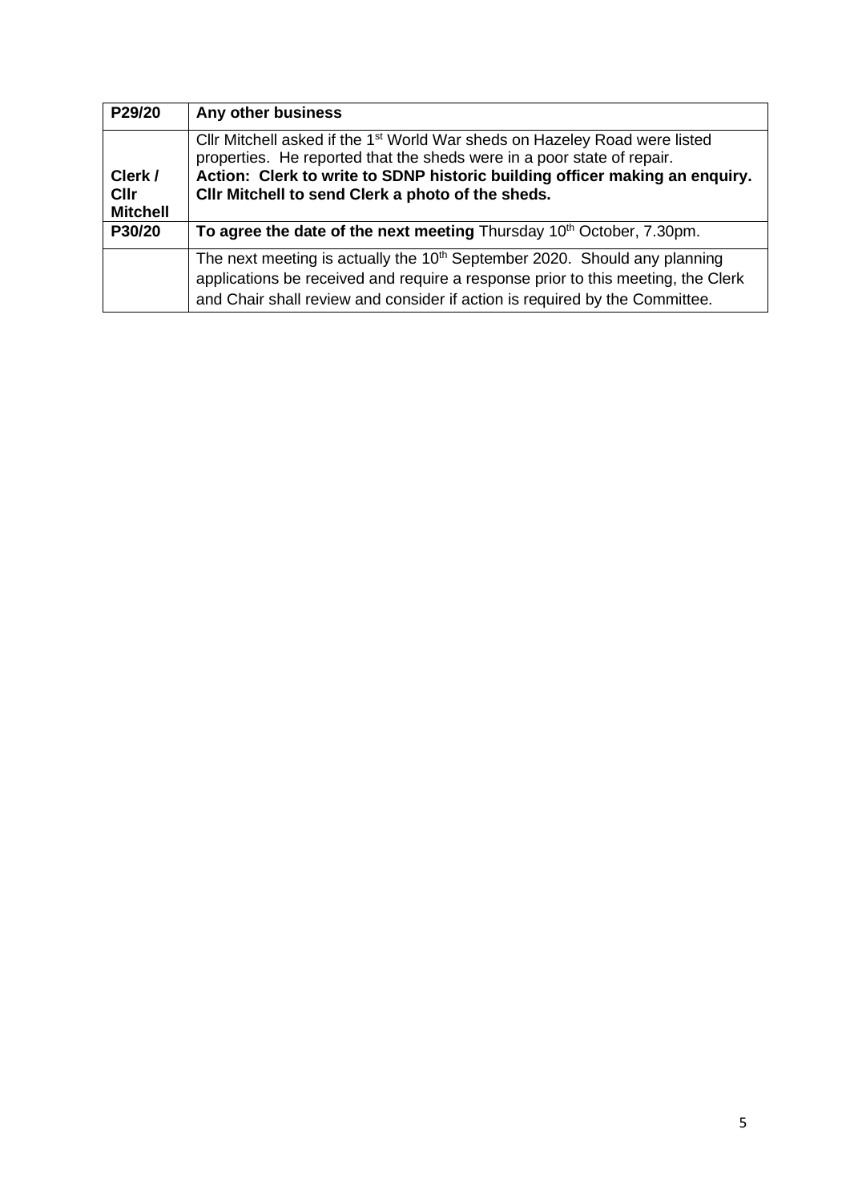| | |
|---|---|
| **P29/20** | **Any other business** |
| **Clerk / Cllr Mitchell** | Cllr Mitchell asked if the 1st World War sheds on Hazeley Road were listed properties. He reported that the sheds were in a poor state of repair.<br>**Action: Clerk to write to SDNP historic building officer making an enquiry. Cllr Mitchell to send Clerk a photo of the sheds.** |
| **P30/20** | **To agree the date of the next meeting** Thursday 10th October, 7.30pm. |
| | The next meeting is actually the 10th September 2020. Should any planning applications be received and require a response prior to this meeting, the Clerk and Chair shall review and consider if action is required by the Committee. |